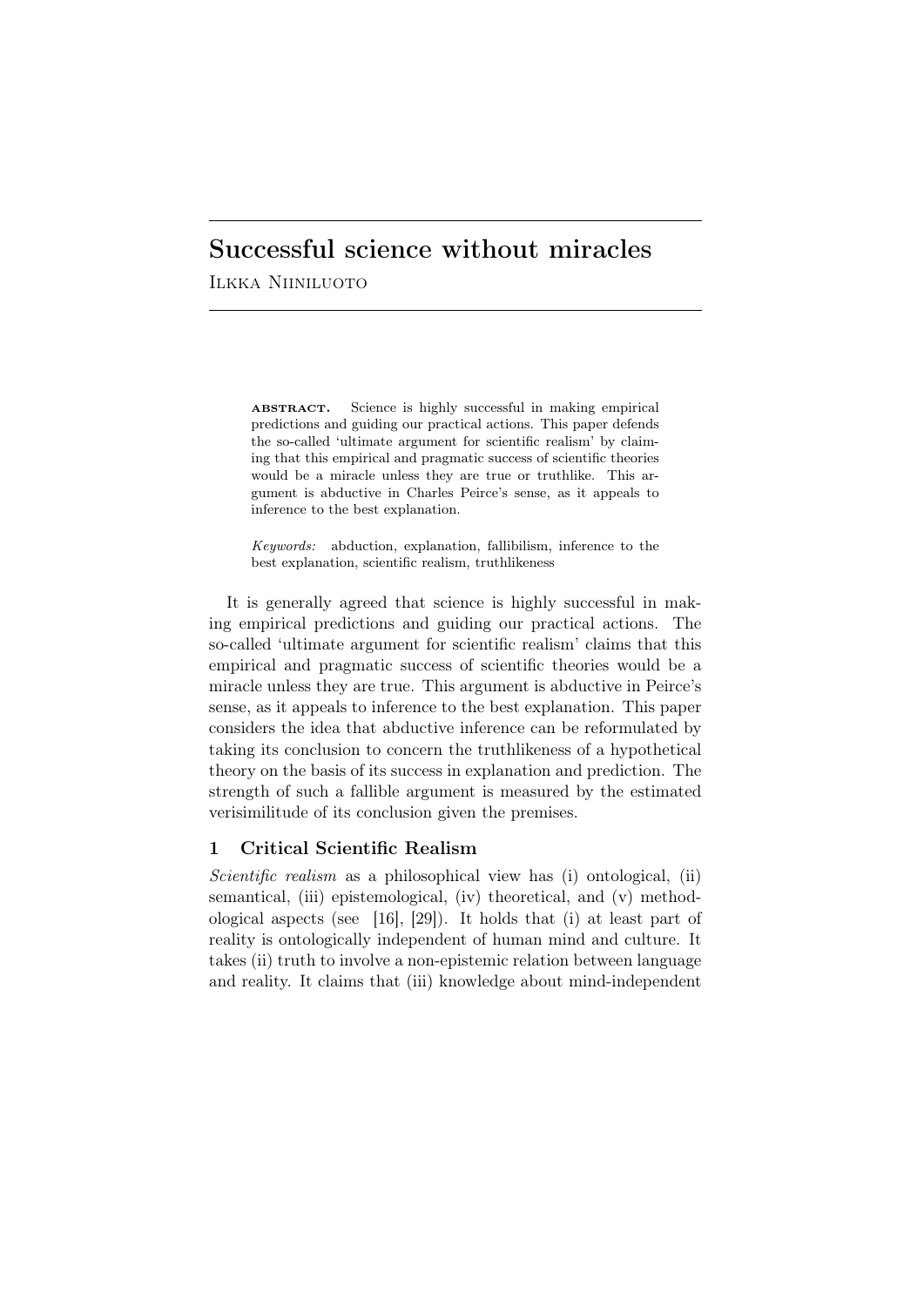# Successful science without miracles

Ilkka Niiniluoto

**ABSTRACT.** Science is highly successful in making empirical predictions and guiding our practical actions. This paper defends the so-called 'ultimate argument for scientific realism' by claiming that this empirical and pragmatic success of scientific theories would be a miracle unless they are true or truthlike. This argument is abductive in Charles Peirce's sense, as it appeals to inference to the best explanation.

*Keywords:* abduction, explanation, fallibilism, inference to the best explanation, scientific realism, truthlikeness

It is generally agreed that science is highly successful in making empirical predictions and guiding our practical actions. The so-called 'ultimate argument for scientific realism' claims that this empirical and pragmatic success of scientific theories would be a miracle unless they are true. This argument is abductive in Peirce's sense, as it appeals to inference to the best explanation. This paper considers the idea that abductive inference can be reformulated by taking its conclusion to concern the truthlikeness of a hypothetical theory on the basis of its success in explanation and prediction. The strength of such a fallible argument is measured by the estimated verisimilitude of its conclusion given the premises.

## 1 Critical Scientific Realism

*Scientific realism* as a philosophical view has (i) ontological, (ii) semantical, (iii) epistemological, (iv) theoretical, and (v) methodological aspects (see [16], [29]). It holds that (i) at least part of reality is ontologically independent of human mind and culture. It takes (ii) truth to involve a non-epistemic relation between language and reality. It claims that (iii) knowledge about mind-independent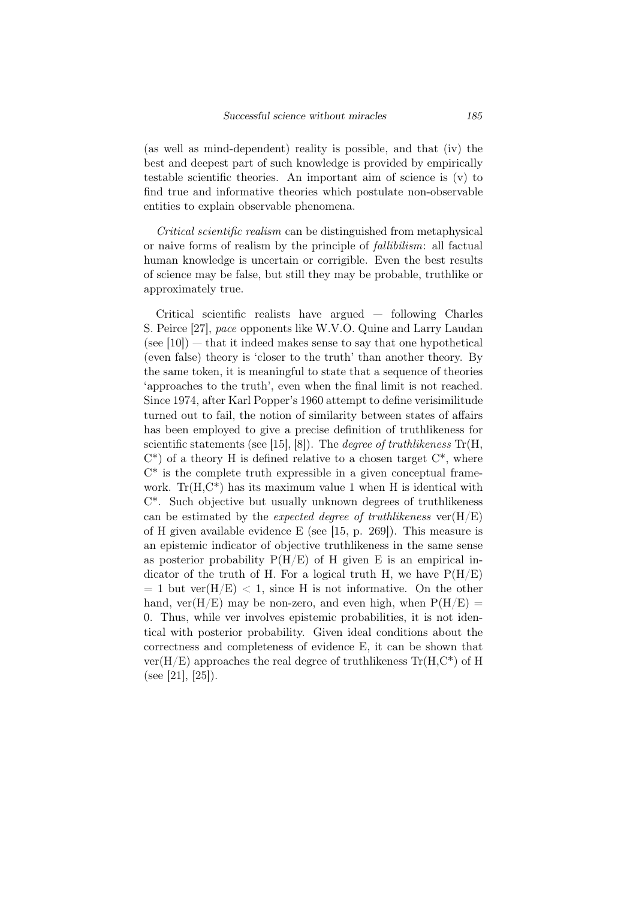(as well as mind-dependent) reality is possible, and that (iv) the best and deepest part of such knowledge is provided by empirically testable scientific theories. An important aim of science is (v) to find true and informative theories which postulate non-observable entities to explain observable phenomena.

*Critical scientific realism* can be distinguished from metaphysical or naive forms of realism by the principle of *fallibilism*: all factual human knowledge is uncertain or corrigible. Even the best results of science may be false, but still they may be probable, truthlike or approximately true.

Critical scientific realists have argued — following Charles S. Peirce [27], *pace* opponents like W.V.O. Quine and Larry Laudan (see [10]) — that it indeed makes sense to say that one hypothetical (even false) theory is 'closer to the truth' than another theory. By the same token, it is meaningful to state that a sequence of theories 'approaches to the truth', even when the final limit is not reached. Since 1974, after Karl Popper's 1960 attempt to define verisimilitude turned out to fail, the notion of similarity between states of affairs has been employed to give a precise definition of truthlikeness for scientific statements (see [15], [8]). The *degree of truthlikeness* $\mathrm{Tr}(H, C^*)$ of a theory H is defined relative to a chosen target $C^*$, where $C^*$ is the complete truth expressible in a given conceptual framework. $\mathrm{Tr}(H,C^*)$ has its maximum value 1 when H is identical with $C^*$. Such objective but usually unknown degrees of truthlikeness can be estimated by the *expected degree of truthlikeness* $\mathrm{ver}(H/E)$ of H given available evidence E (see [15, p. 269]). This measure is an epistemic indicator of objective truthlikeness in the same sense as posterior probability $P(H/E)$ of H given E is an empirical indicator of the truth of H. For a logical truth H, we have $P(H/E) = 1$ but $\mathrm{ver}(H/E) < 1$, since H is not informative. On the other hand, $\mathrm{ver}(H/E)$ may be non-zero, and even high, when $P(H/E) = 0$. Thus, while ver involves epistemic probabilities, it is not identical with posterior probability. Given ideal conditions about the correctness and completeness of evidence E, it can be shown that $\mathrm{ver}(H/E)$ approaches the real degree of truthlikeness $\mathrm{Tr}(H,C^*)$ of H (see [21], [25]).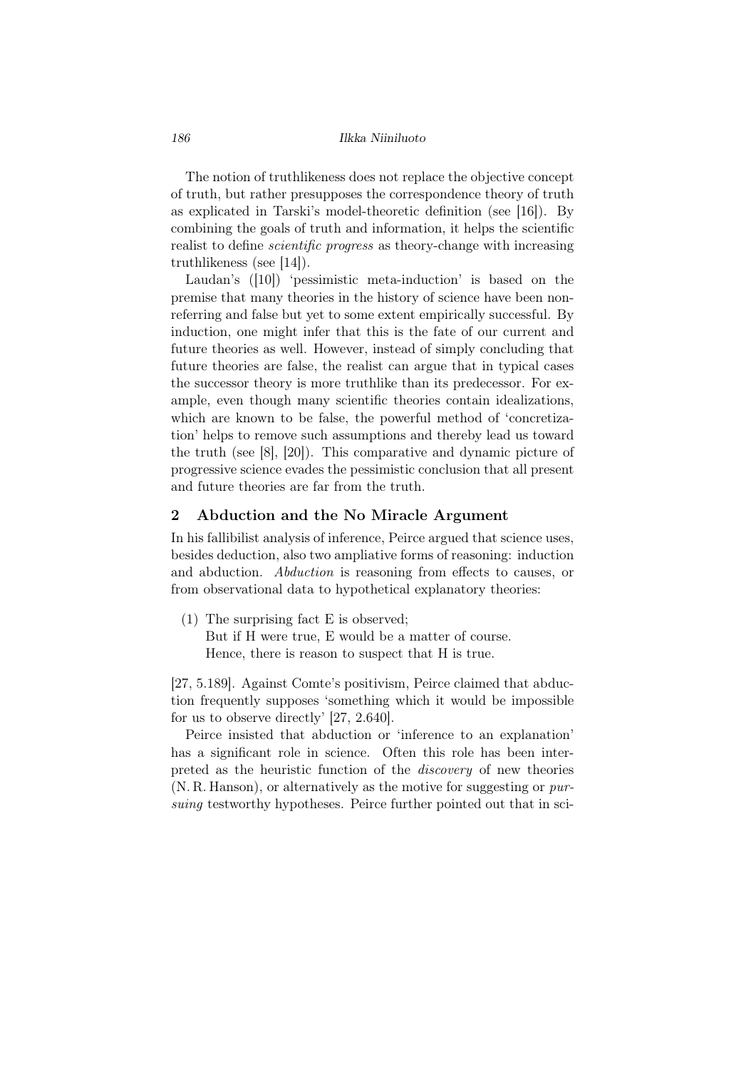The notion of truthlikeness does not replace the objective concept of truth, but rather presupposes the correspondence theory of truth as explicated in Tarski's model-theoretic definition (see [16]). By combining the goals of truth and information, it helps the scientific realist to define *scientific progress* as theory-change with increasing truthlikeness (see [14]).

Laudan's ([10]) 'pessimistic meta-induction' is based on the premise that many theories in the history of science have been non-referring and false but yet to some extent empirically successful. By induction, one might infer that this is the fate of our current and future theories as well. However, instead of simply concluding that future theories are false, the realist can argue that in typical cases the successor theory is more truthlike than its predecessor. For example, even though many scientific theories contain idealizations, which are known to be false, the powerful method of 'concretization' helps to remove such assumptions and thereby lead us toward the truth (see [8], [20]). This comparative and dynamic picture of progressive science evades the pessimistic conclusion that all present and future theories are far from the truth.

## 2 Abduction and the No Miracle Argument

In his fallibilist analysis of inference, Peirce argued that science uses, besides deduction, also two ampliative forms of reasoning: induction and abduction. *Abduction* is reasoning from effects to causes, or from observational data to hypothetical explanatory theories:

(1) The surprising fact E is observed;
But if H were true, E would be a matter of course.
Hence, there is reason to suspect that H is true.

[27, 5.189]. Against Comte's positivism, Peirce claimed that abduction frequently supposes 'something which it would be impossible for us to observe directly' [27, 2.640].

Peirce insisted that abduction or 'inference to an explanation' has a significant role in science. Often this role has been interpreted as the heuristic function of the *discovery* of new theories (N. R. Hanson), or alternatively as the motive for suggesting or *pursuing* testworthy hypotheses. Peirce further pointed out that in sci-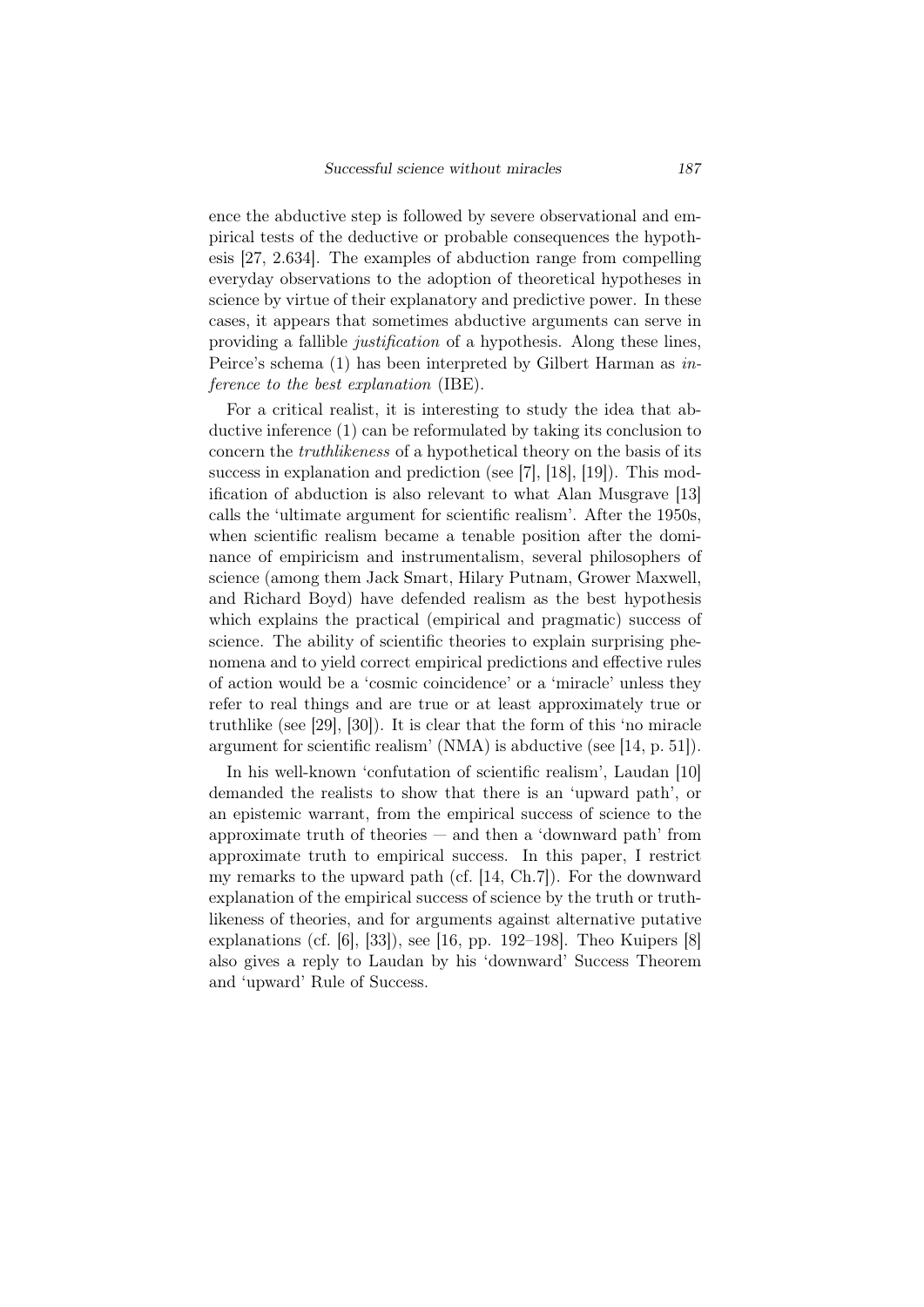ence the abductive step is followed by severe observational and empirical tests of the deductive or probable consequences the hypothesis [27, 2.634]. The examples of abduction range from compelling everyday observations to the adoption of theoretical hypotheses in science by virtue of their explanatory and predictive power. In these cases, it appears that sometimes abductive arguments can serve in providing a fallible *justification* of a hypothesis. Along these lines, Peirce's schema (1) has been interpreted by Gilbert Harman as *inference to the best explanation* (IBE).

For a critical realist, it is interesting to study the idea that abductive inference (1) can be reformulated by taking its conclusion to concern the *truthlikeness* of a hypothetical theory on the basis of its success in explanation and prediction (see [7], [18], [19]). This modification of abduction is also relevant to what Alan Musgrave [13] calls the 'ultimate argument for scientific realism'. After the 1950s, when scientific realism became a tenable position after the dominance of empiricism and instrumentalism, several philosophers of science (among them Jack Smart, Hilary Putnam, Grower Maxwell, and Richard Boyd) have defended realism as the best hypothesis which explains the practical (empirical and pragmatic) success of science. The ability of scientific theories to explain surprising phenomena and to yield correct empirical predictions and effective rules of action would be a 'cosmic coincidence' or a 'miracle' unless they refer to real things and are true or at least approximately true or truthlike (see [29], [30]). It is clear that the form of this 'no miracle argument for scientific realism' (NMA) is abductive (see [14, p. 51]).

In his well-known 'confutation of scientific realism', Laudan [10] demanded the realists to show that there is an 'upward path', or an epistemic warrant, from the empirical success of science to the approximate truth of theories — and then a 'downward path' from approximate truth to empirical success. In this paper, I restrict my remarks to the upward path (cf. [14, Ch.7]). For the downward explanation of the empirical success of science by the truth or truthlikeness of theories, and for arguments against alternative putative explanations (cf. [6], [33]), see [16, pp. 192–198]. Theo Kuipers [8] also gives a reply to Laudan by his 'downward' Success Theorem and 'upward' Rule of Success.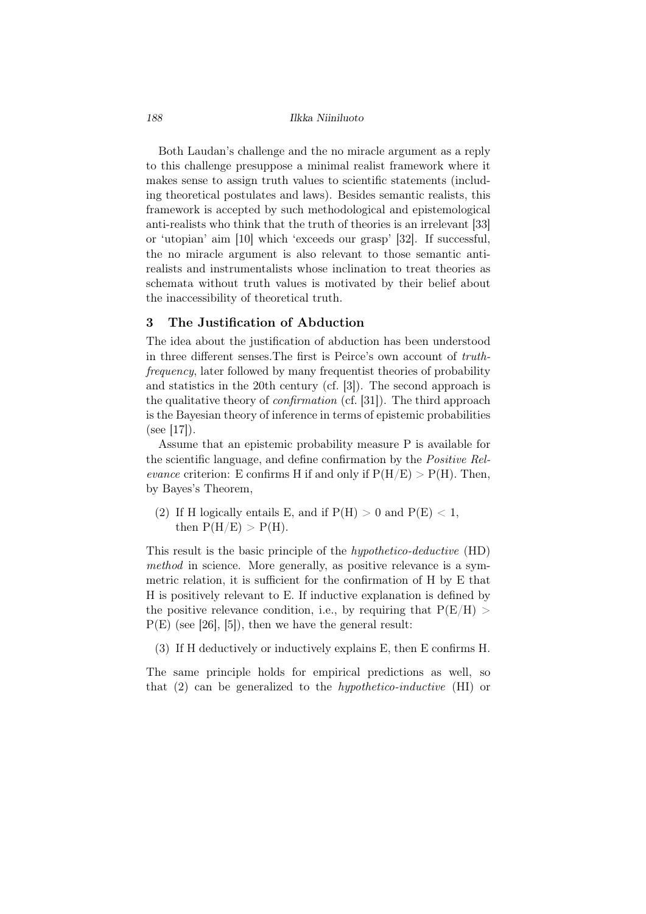Both Laudan's challenge and the no miracle argument as a reply to this challenge presuppose a minimal realist framework where it makes sense to assign truth values to scientific statements (including theoretical postulates and laws). Besides semantic realists, this framework is accepted by such methodological and epistemological anti-realists who think that the truth of theories is an irrelevant [33] or 'utopian' aim [10] which 'exceeds our grasp' [32]. If successful, the no miracle argument is also relevant to those semantic anti-realists and instrumentalists whose inclination to treat theories as schemata without truth values is motivated by their belief about the inaccessibility of theoretical truth.

## 3 The Justification of Abduction

The idea about the justification of abduction has been understood in three different senses.The first is Peirce's own account of *truth-frequency*, later followed by many frequentist theories of probability and statistics in the 20th century (cf. [3]). The second approach is the qualitative theory of *confirmation* (cf. [31]). The third approach is the Bayesian theory of inference in terms of epistemic probabilities (see [17]).

Assume that an epistemic probability measure P is available for the scientific language, and define confirmation by the *Positive Relevance* criterion: E confirms H if and only if $P(H/E) > P(H)$. Then, by Bayes's Theorem,

(2) If H logically entails E, and if $P(H) > 0$ and $P(E) < 1$, then $P(H/E) > P(H)$.

This result is the basic principle of the *hypothetico-deductive* (HD) *method* in science. More generally, as positive relevance is a symmetric relation, it is sufficient for the confirmation of H by E that H is positively relevant to E. If inductive explanation is defined by the positive relevance condition, i.e., by requiring that $P(E/H) > P(E)$ (see [26], [5]), then we have the general result:

(3) If H deductively or inductively explains E, then E confirms H.

The same principle holds for empirical predictions as well, so that (2) can be generalized to the *hypothetico-inductive* (HI) or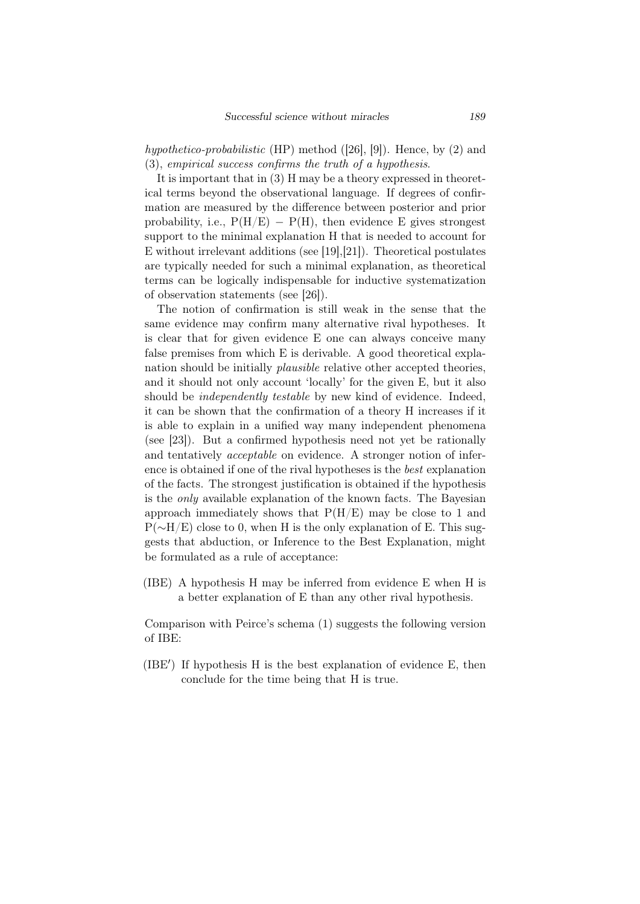*hypothetico-probabilistic* (HP) method ([26], [9]). Hence, by (2) and (3), *empirical success confirms the truth of a hypothesis*.

It is important that in (3) H may be a theory expressed in theoretical terms beyond the observational language. If degrees of confirmation are measured by the difference between posterior and prior probability, i.e., $P(H/E) - P(H)$, then evidence E gives strongest support to the minimal explanation H that is needed to account for E without irrelevant additions (see [19],[21]). Theoretical postulates are typically needed for such a minimal explanation, as theoretical terms can be logically indispensable for inductive systematization of observation statements (see [26]).

The notion of confirmation is still weak in the sense that the same evidence may confirm many alternative rival hypotheses. It is clear that for given evidence E one can always conceive many false premises from which E is derivable. A good theoretical explanation should be initially *plausible* relative other accepted theories, and it should not only account 'locally' for the given E, but it also should be *independently testable* by new kind of evidence. Indeed, it can be shown that the confirmation of a theory H increases if it is able to explain in a unified way many independent phenomena (see [23]). But a confirmed hypothesis need not yet be rationally and tentatively *acceptable* on evidence. A stronger notion of inference is obtained if one of the rival hypotheses is the *best* explanation of the facts. The strongest justification is obtained if the hypothesis is the *only* available explanation of the known facts. The Bayesian approach immediately shows that $P(H/E)$ may be close to 1 and $P({\sim}H/E)$ close to 0, when H is the only explanation of E. This suggests that abduction, or Inference to the Best Explanation, might be formulated as a rule of acceptance:

(IBE) A hypothesis H may be inferred from evidence E when H is a better explanation of E than any other rival hypothesis.

Comparison with Peirce's schema (1) suggests the following version of IBE:

(IBE′) If hypothesis H is the best explanation of evidence E, then conclude for the time being that H is true.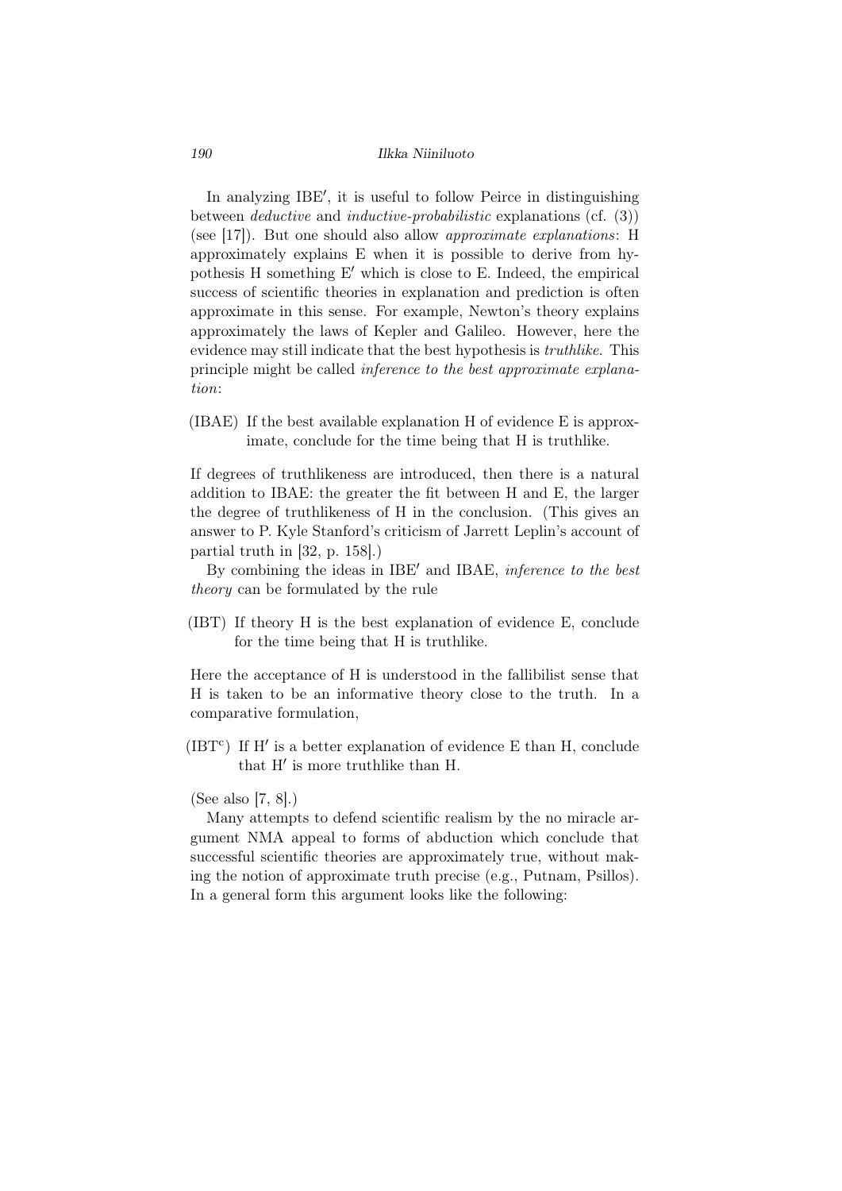In analyzing IBE′, it is useful to follow Peirce in distinguishing between *deductive* and *inductive-probabilistic* explanations (cf. (3)) (see [17]). But one should also allow *approximate explanations*: H approximately explains E when it is possible to derive from hypothesis H something E′ which is close to E. Indeed, the empirical success of scientific theories in explanation and prediction is often approximate in this sense. For example, Newton's theory explains approximately the laws of Kepler and Galileo. However, here the evidence may still indicate that the best hypothesis is *truthlike*. This principle might be called *inference to the best approximate explanation*:

(IBAE) If the best available explanation H of evidence E is approximate, conclude for the time being that H is truthlike.

If degrees of truthlikeness are introduced, then there is a natural addition to IBAE: the greater the fit between H and E, the larger the degree of truthlikeness of H in the conclusion. (This gives an answer to P. Kyle Stanford's criticism of Jarrett Leplin's account of partial truth in [32, p. 158].)

By combining the ideas in IBE′ and IBAE, *inference to the best theory* can be formulated by the rule

(IBT) If theory H is the best explanation of evidence E, conclude for the time being that H is truthlike.

Here the acceptance of H is understood in the fallibilist sense that H is taken to be an informative theory close to the truth. In a comparative formulation,

($\text{IBT}^{\text{c}}$) If H′ is a better explanation of evidence E than H, conclude that H′ is more truthlike than H.

(See also [7, 8].)

Many attempts to defend scientific realism by the no miracle argument NMA appeal to forms of abduction which conclude that successful scientific theories are approximately true, without making the notion of approximate truth precise (e.g., Putnam, Psillos). In a general form this argument looks like the following: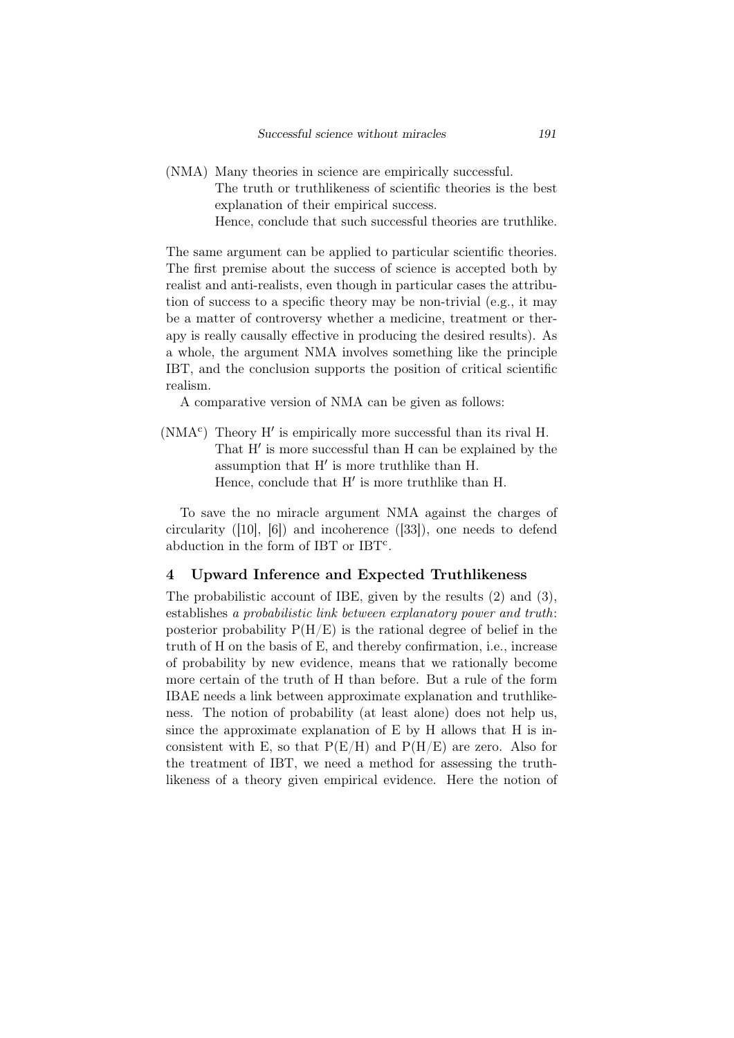(NMA) Many theories in science are empirically successful.
The truth or truthlikeness of scientific theories is the best explanation of their empirical success.
Hence, conclude that such successful theories are truthlike.

The same argument can be applied to particular scientific theories. The first premise about the success of science is accepted both by realist and anti-realists, even though in particular cases the attribution of success to a specific theory may be non-trivial (e.g., it may be a matter of controversy whether a medicine, treatment or therapy is really causally effective in producing the desired results). As a whole, the argument NMA involves something like the principle IBT, and the conclusion supports the position of critical scientific realism.

A comparative version of NMA can be given as follows:

($NMA^c$) Theory H′ is empirically more successful than its rival H.
That H′ is more successful than H can be explained by the assumption that H′ is more truthlike than H.
Hence, conclude that H′ is more truthlike than H.

To save the no miracle argument NMA against the charges of circularity ([10], [6]) and incoherence ([33]), one needs to defend abduction in the form of IBT or $IBT^c$.

## 4 Upward Inference and Expected Truthlikeness

The probabilistic account of IBE, given by the results (2) and (3), establishes *a probabilistic link between explanatory power and truth*: posterior probability P(H/E) is the rational degree of belief in the truth of H on the basis of E, and thereby confirmation, i.e., increase of probability by new evidence, means that we rationally become more certain of the truth of H than before. But a rule of the form IBAE needs a link between approximate explanation and truthlikeness. The notion of probability (at least alone) does not help us, since the approximate explanation of E by H allows that H is inconsistent with E, so that P(E/H) and P(H/E) are zero. Also for the treatment of IBT, we need a method for assessing the truthlikeness of a theory given empirical evidence. Here the notion of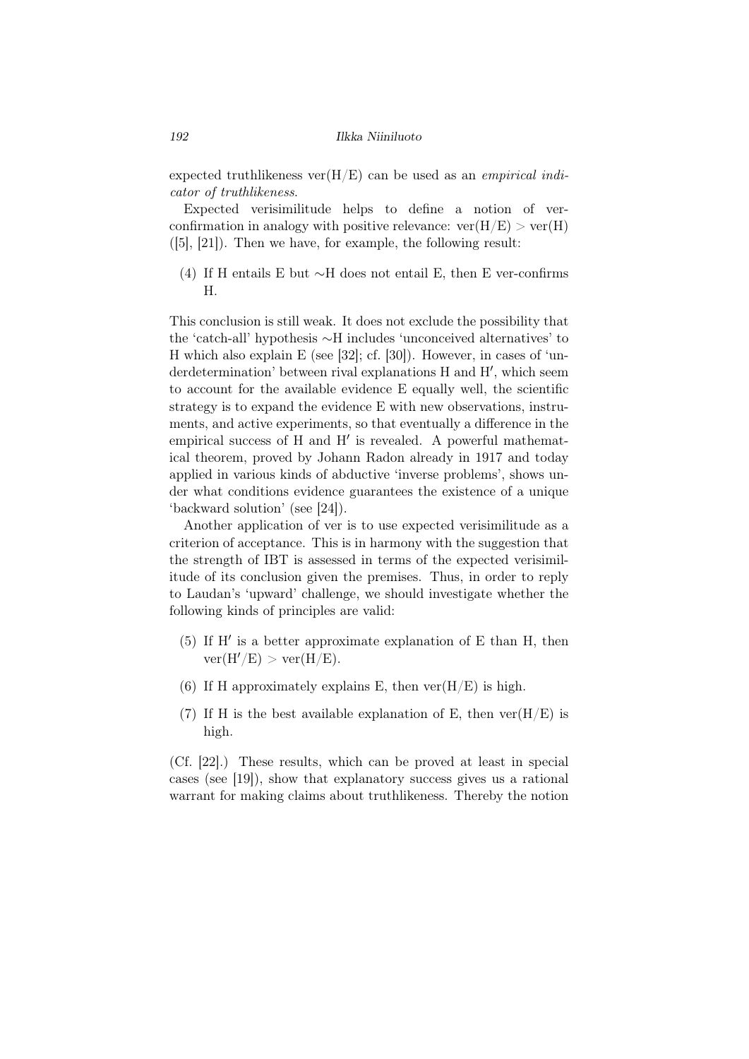expected truthlikeness ver(H/E) can be used as an *empirical indicator of truthlikeness*.

Expected verisimilitude helps to define a notion of ver-confirmation in analogy with positive relevance: ver(H/E) > ver(H) ([5], [21]). Then we have, for example, the following result:

(4) If H entails E but ∼H does not entail E, then E ver-confirms H.

This conclusion is still weak. It does not exclude the possibility that the 'catch-all' hypothesis ∼H includes 'unconceived alternatives' to H which also explain E (see [32]; cf. [30]). However, in cases of 'underdetermination' between rival explanations H and H′, which seem to account for the available evidence E equally well, the scientific strategy is to expand the evidence E with new observations, instruments, and active experiments, so that eventually a difference in the empirical success of H and H′ is revealed. A powerful mathematical theorem, proved by Johann Radon already in 1917 and today applied in various kinds of abductive 'inverse problems', shows under what conditions evidence guarantees the existence of a unique 'backward solution' (see [24]).

Another application of ver is to use expected verisimilitude as a criterion of acceptance. This is in harmony with the suggestion that the strength of IBT is assessed in terms of the expected verisimilitude of its conclusion given the premises. Thus, in order to reply to Laudan's 'upward' challenge, we should investigate whether the following kinds of principles are valid:

(5) If H′ is a better approximate explanation of E than H, then ver(H′/E) > ver(H/E).

(6) If H approximately explains E, then ver(H/E) is high.

(7) If H is the best available explanation of E, then ver(H/E) is high.

(Cf. [22].) These results, which can be proved at least in special cases (see [19]), show that explanatory success gives us a rational warrant for making claims about truthlikeness. Thereby the notion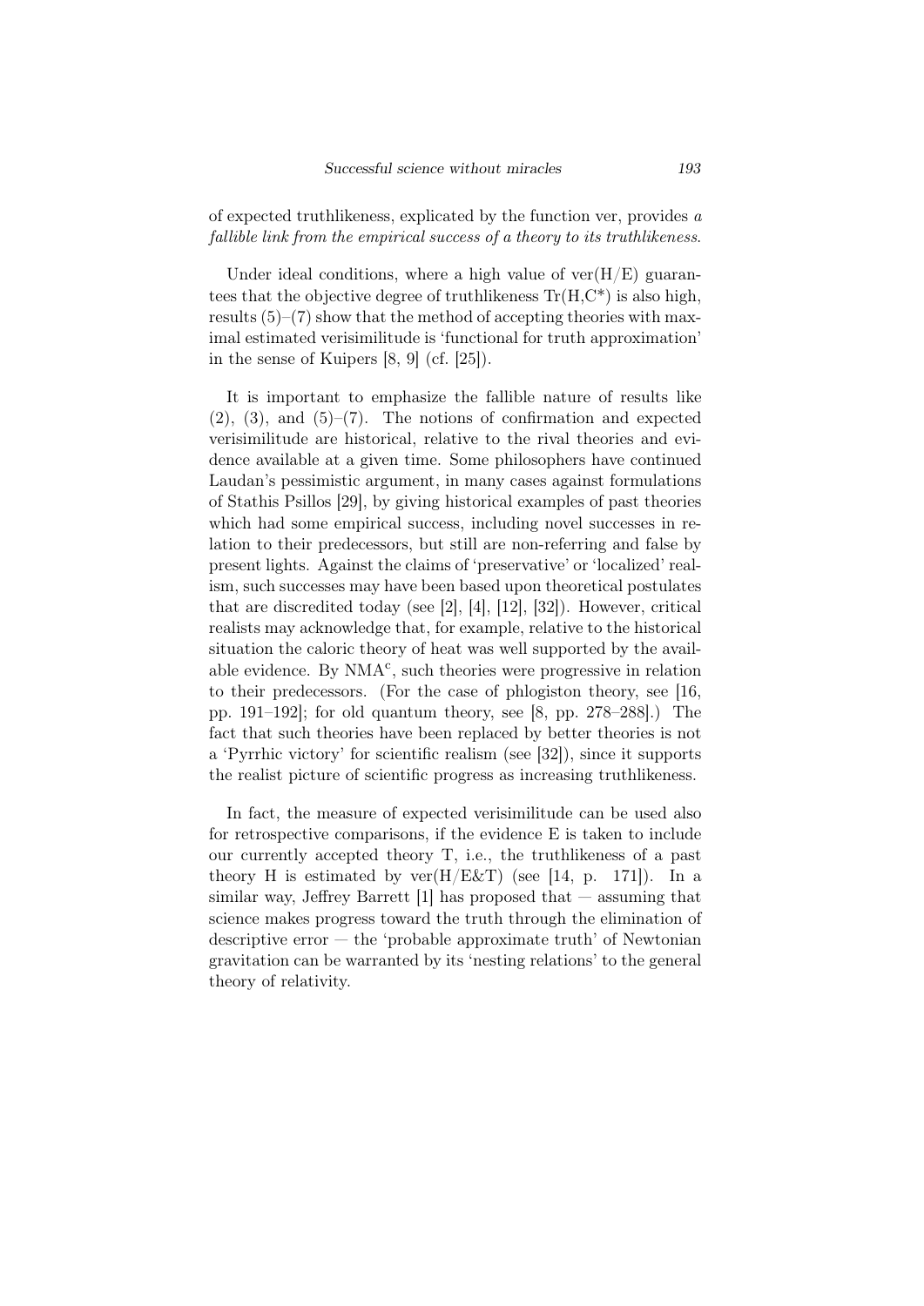of expected truthlikeness, explicated by the function ver, provides *a fallible link from the empirical success of a theory to its truthlikeness*.

Under ideal conditions, where a high value of ver(H/E) guarantees that the objective degree of truthlikeness Tr(H,C*) is also high, results (5)–(7) show that the method of accepting theories with maximal estimated verisimilitude is 'functional for truth approximation' in the sense of Kuipers [8, 9] (cf. [25]).

It is important to emphasize the fallible nature of results like (2), (3), and (5)–(7). The notions of confirmation and expected verisimilitude are historical, relative to the rival theories and evidence available at a given time. Some philosophers have continued Laudan's pessimistic argument, in many cases against formulations of Stathis Psillos [29], by giving historical examples of past theories which had some empirical success, including novel successes in relation to their predecessors, but still are non-referring and false by present lights. Against the claims of 'preservative' or 'localized' realism, such successes may have been based upon theoretical postulates that are discredited today (see [2], [4], [12], [32]). However, critical realists may acknowledge that, for example, relative to the historical situation the caloric theory of heat was well supported by the available evidence. By $\text{NMA}^c$, such theories were progressive in relation to their predecessors. (For the case of phlogiston theory, see [16, pp. 191–192]; for old quantum theory, see [8, pp. 278–288].) The fact that such theories have been replaced by better theories is not a 'Pyrrhic victory' for scientific realism (see [32]), since it supports the realist picture of scientific progress as increasing truthlikeness.

In fact, the measure of expected verisimilitude can be used also for retrospective comparisons, if the evidence E is taken to include our currently accepted theory T, i.e., the truthlikeness of a past theory H is estimated by ver(H/E&T) (see [14, p. 171]). In a similar way, Jeffrey Barrett [1] has proposed that — assuming that science makes progress toward the truth through the elimination of descriptive error — the 'probable approximate truth' of Newtonian gravitation can be warranted by its 'nesting relations' to the general theory of relativity.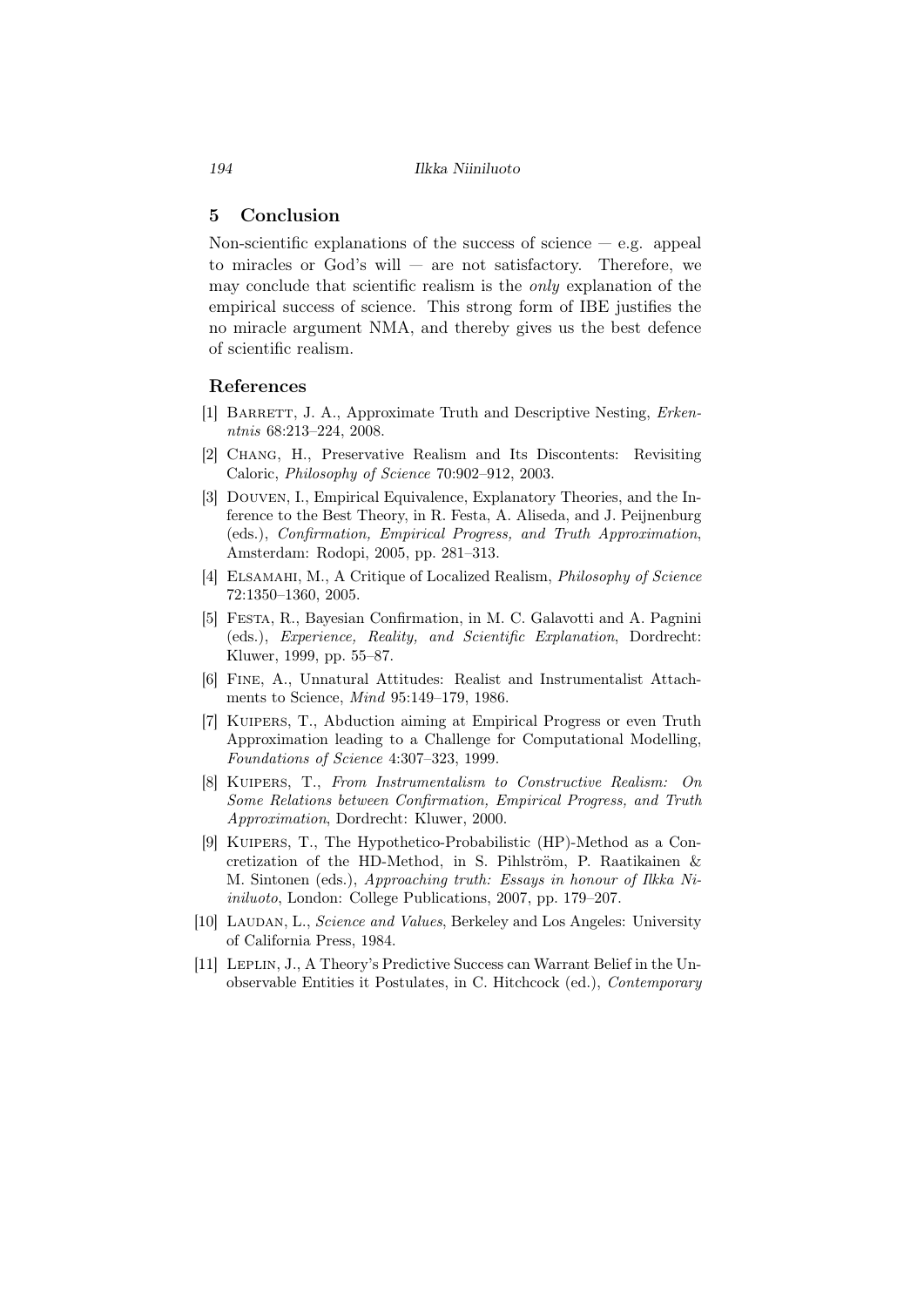## 5 Conclusion

Non-scientific explanations of the success of science — e.g. appeal to miracles or God's will — are not satisfactory. Therefore, we may conclude that scientific realism is the *only* explanation of the empirical success of science. This strong form of IBE justifies the no miracle argument NMA, and thereby gives us the best defence of scientific realism.

### References

[1] Barrett, J. A., Approximate Truth and Descriptive Nesting, *Erkenntnis* 68:213–224, 2008.

[2] Chang, H., Preservative Realism and Its Discontents: Revisiting Caloric, *Philosophy of Science* 70:902–912, 2003.

[3] Douven, I., Empirical Equivalence, Explanatory Theories, and the Inference to the Best Theory, in R. Festa, A. Aliseda, and J. Peijnenburg (eds.), *Confirmation, Empirical Progress, and Truth Approximation*, Amsterdam: Rodopi, 2005, pp. 281–313.

[4] Elsamahi, M., A Critique of Localized Realism, *Philosophy of Science* 72:1350–1360, 2005.

[5] Festa, R., Bayesian Confirmation, in M. C. Galavotti and A. Pagnini (eds.), *Experience, Reality, and Scientific Explanation*, Dordrecht: Kluwer, 1999, pp. 55–87.

[6] Fine, A., Unnatural Attitudes: Realist and Instrumentalist Attachments to Science, *Mind* 95:149–179, 1986.

[7] Kuipers, T., Abduction aiming at Empirical Progress or even Truth Approximation leading to a Challenge for Computational Modelling, *Foundations of Science* 4:307–323, 1999.

[8] Kuipers, T., *From Instrumentalism to Constructive Realism: On Some Relations between Confirmation, Empirical Progress, and Truth Approximation*, Dordrecht: Kluwer, 2000.

[9] Kuipers, T., The Hypothetico-Probabilistic (HP)-Method as a Concretization of the HD-Method, in S. Pihlström, P. Raatikainen & M. Sintonen (eds.), *Approaching truth: Essays in honour of Ilkka Niiniluoto*, London: College Publications, 2007, pp. 179–207.

[10] Laudan, L., *Science and Values*, Berkeley and Los Angeles: University of California Press, 1984.

[11] Leplin, J., A Theory's Predictive Success can Warrant Belief in the Unobservable Entities it Postulates, in C. Hitchcock (ed.), *Contemporary*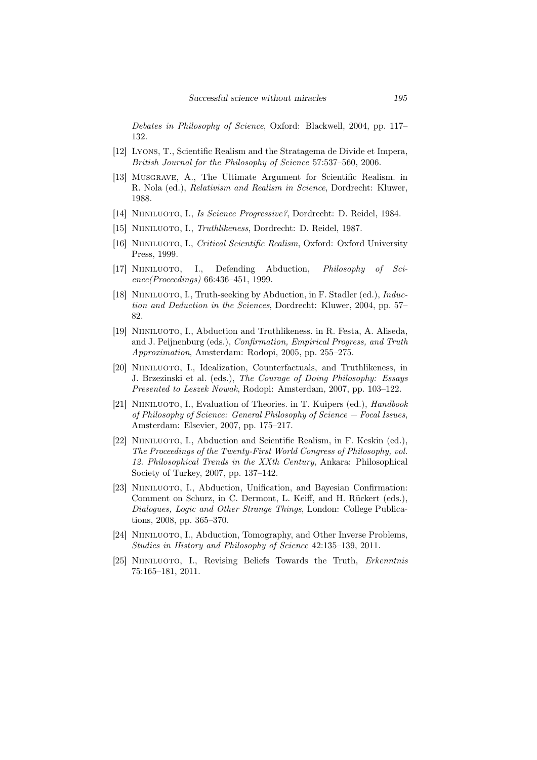*Debates in Philosophy of Science*, Oxford: Blackwell, 2004, pp. 117–132.

[12] Lyons, T., Scientific Realism and the Stratagema de Divide et Impera, *British Journal for the Philosophy of Science* 57:537–560, 2006.

[13] Musgrave, A., The Ultimate Argument for Scientific Realism. in R. Nola (ed.), *Relativism and Realism in Science*, Dordrecht: Kluwer, 1988.

[14] Niiniluoto, I., *Is Science Progressive?*, Dordrecht: D. Reidel, 1984.

[15] Niiniluoto, I., *Truthlikeness*, Dordrecht: D. Reidel, 1987.

[16] Niiniluoto, I., *Critical Scientific Realism*, Oxford: Oxford University Press, 1999.

[17] Niiniluoto, I., Defending Abduction, *Philosophy of Science(Proceedings)* 66:436–451, 1999.

[18] Niiniluoto, I., Truth-seeking by Abduction, in F. Stadler (ed.), *Induction and Deduction in the Sciences*, Dordrecht: Kluwer, 2004, pp. 57–82.

[19] Niiniluoto, I., Abduction and Truthlikeness. in R. Festa, A. Aliseda, and J. Peijnenburg (eds.), *Confirmation, Empirical Progress, and Truth Approximation*, Amsterdam: Rodopi, 2005, pp. 255–275.

[20] Niiniluoto, I., Idealization, Counterfactuals, and Truthlikeness, in J. Brzezinski et al. (eds.), *The Courage of Doing Philosophy: Essays Presented to Leszek Nowak*, Rodopi: Amsterdam, 2007, pp. 103–122.

[21] Niiniluoto, I., Evaluation of Theories. in T. Kuipers (ed.), *Handbook of Philosophy of Science: General Philosophy of Science – Focal Issues*, Amsterdam: Elsevier, 2007, pp. 175–217.

[22] Niiniluoto, I., Abduction and Scientific Realism, in F. Keskin (ed.), *The Proceedings of the Twenty-First World Congress of Philosophy, vol. 12. Philosophical Trends in the XXth Century*, Ankara: Philosophical Society of Turkey, 2007, pp. 137–142.

[23] Niiniluoto, I., Abduction, Unification, and Bayesian Confirmation: Comment on Schurz, in C. Dermont, L. Keiff, and H. Rückert (eds.), *Dialogues, Logic and Other Strange Things*, London: College Publications, 2008, pp. 365–370.

[24] Niiniluoto, I., Abduction, Tomography, and Other Inverse Problems, *Studies in History and Philosophy of Science* 42:135–139, 2011.

[25] Niiniluoto, I., Revising Beliefs Towards the Truth, *Erkenntnis* 75:165–181, 2011.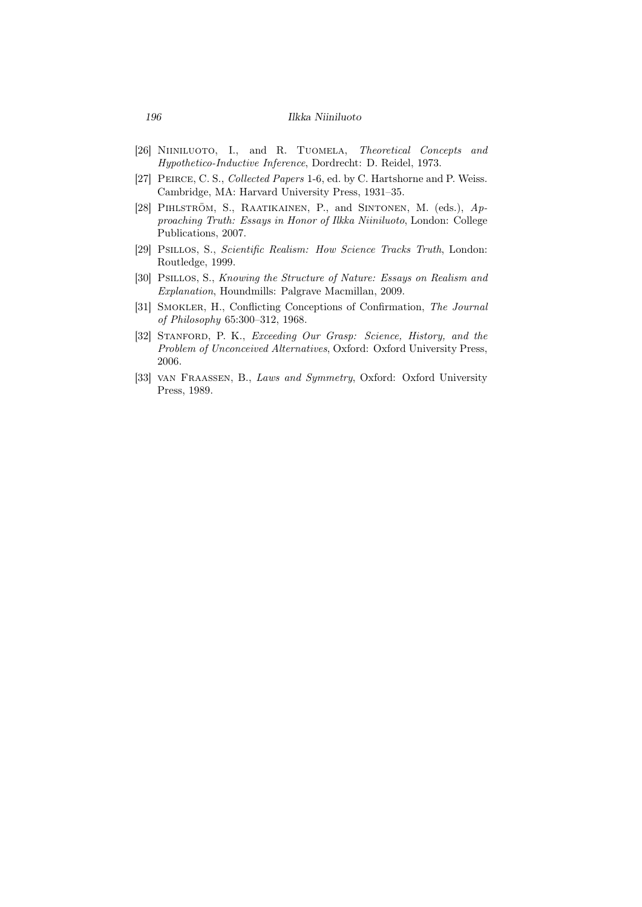[26] Niiniluoto, I., and R. Tuomela, *Theoretical Concepts and Hypothetico-Inductive Inference*, Dordrecht: D. Reidel, 1973.

[27] Peirce, C. S., *Collected Papers* 1-6, ed. by C. Hartshorne and P. Weiss. Cambridge, MA: Harvard University Press, 1931–35.

[28] Pihlström, S., Raatikainen, P., and Sintonen, M. (eds.), *Approaching Truth: Essays in Honor of Ilkka Niiniluoto*, London: College Publications, 2007.

[29] Psillos, S., *Scientific Realism: How Science Tracks Truth*, London: Routledge, 1999.

[30] Psillos, S., *Knowing the Structure of Nature: Essays on Realism and Explanation*, Houndmills: Palgrave Macmillan, 2009.

[31] Smokler, H., Conflicting Conceptions of Confirmation, *The Journal of Philosophy* 65:300–312, 1968.

[32] Stanford, P. K., *Exceeding Our Grasp: Science, History, and the Problem of Unconceived Alternatives*, Oxford: Oxford University Press, 2006.

[33] van Fraassen, B., *Laws and Symmetry*, Oxford: Oxford University Press, 1989.